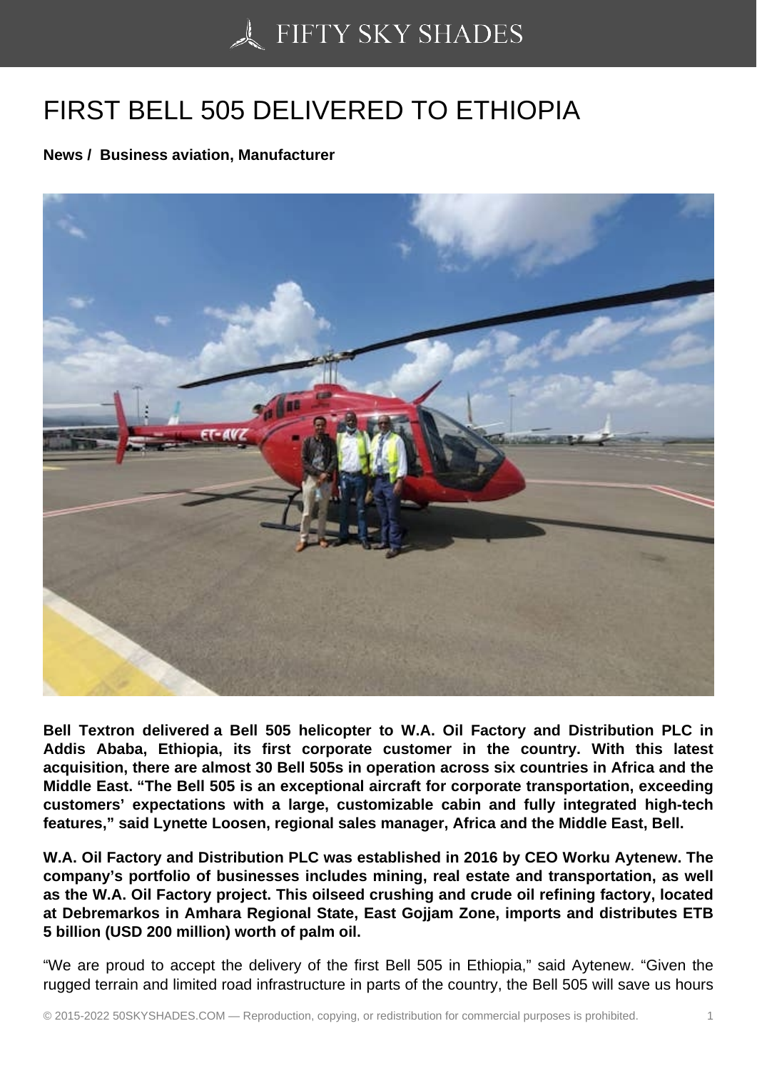# FIRST BELL 505 DELIVERED TO ETHIOPIA

**News / Business aviation, Manufacturer**

**Bell Textron delivered a Bell 505 helicopter to W.A. Oil Factory and Distribution PLC in Addis Ababa, Ethiopia, its first corporate customer in the country. With this latest acquisition, there are almost 30 Bell 505s in operation across six countries in Africa and the Middle East. "The Bell 505 is an exceptional aircraft for corporate transportation, exceeding customers' expectations with a large, customizable cabin and fully integrated high-tech features," said Lynette Loosen, regional sales manager, Africa and the Middle East, Bell.**

**W.A. Oil Factory and Distribution PLC was established in 2016 by CEO Worku Aytenew. The company's portfolio of businesses includes mining, real estate and transportation, as well as the W.A. Oil Factory project. This oilseed crushing and crude oil refining factory, located at Debremarkos in Amhara Regional State, East Gojjam Zone, imports and distributes ETB 5 billion (USD 200 million) worth of palm oil.**

"We are proud to accept the delivery of the first Bell 505 in Ethiopia," said Aytenew. "Given the rugged terrain and limited road infrastructure in parts of the country, the Bell 505 will save us hours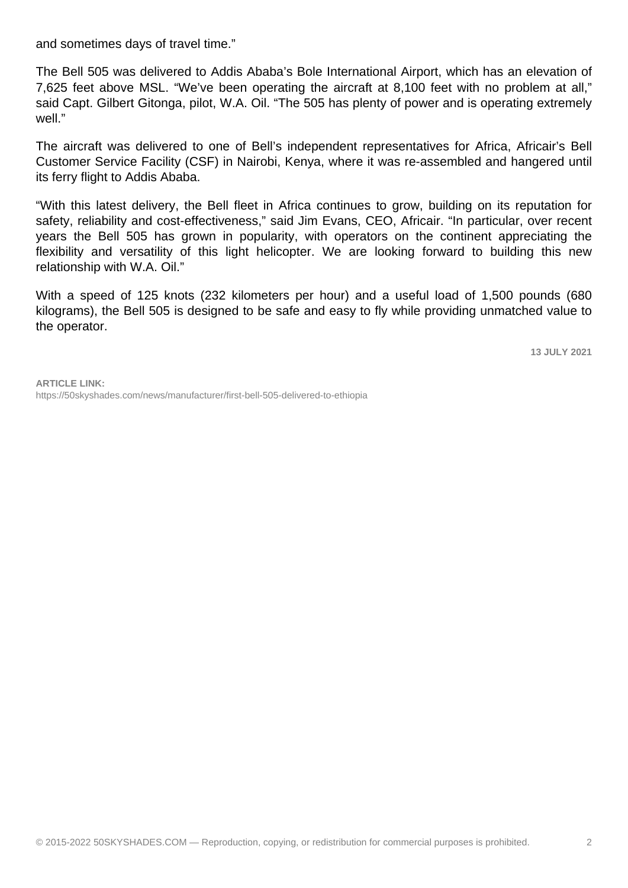and sometimes days of travel time."

The Bell 505 was delivered to Addis Ababa's Bole International Airport, which has an elevation of 7,625 feet above MSL. "We've been operating the aircraft at 8,100 feet with no problem at all," said Capt. Gilbert Gitonga, pilot, W.A. Oil. "The 505 has plenty of power and is operating extremely well."

The aircraft was delivered to one of Bell's independent representatives for Africa, Africair's Bell Customer Service Facility (CSF) in Nairobi, Kenya, where it was re-assembled and hangered until its ferry flight to Addis Ababa.

"With this latest delivery, the Bell fleet in Africa continues to grow, building on its reputation for safety, reliability and cost-effectiveness," said Jim Evans, CEO, Africair. "In particular, over recent years the Bell 505 has grown in popularity, with operators on the continent appreciating the flexibility and versatility of this light helicopter. We are looking forward to building this new relationship with W.A. Oil."

With a speed of 125 knots (232 kilometers per hour) and a useful load of 1,500 pounds (680 kilograms), the Bell 505 is designed to be safe and easy to fly while providing unmatched value to the operator.

**13 JULY 2021**

**ARTICLE LINK:**
https://50skyshades.com/news/manufacturer/first-bell-505-delivered-to-ethiopia